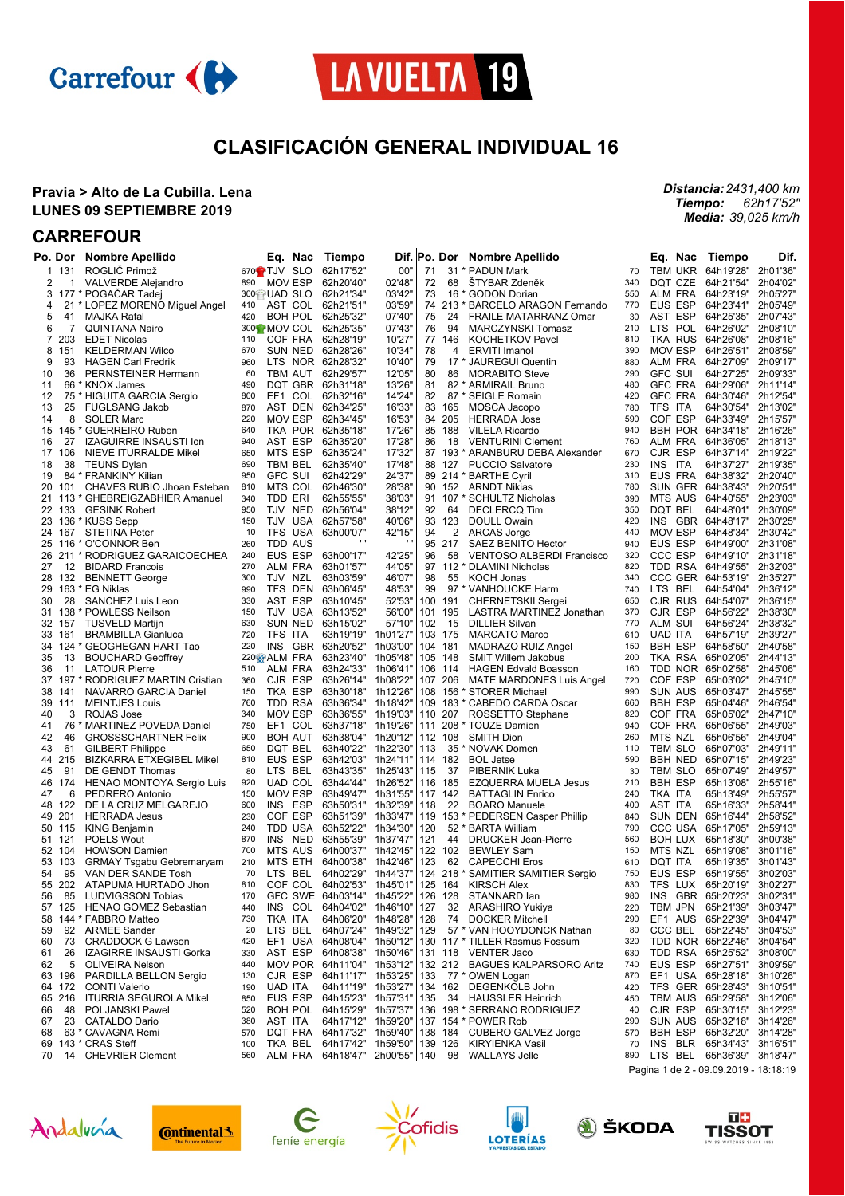# CLASIFICACIÓN GENERAL INDIVIDUAL 16

**Pravia > Alto de La Cubilla. Lena**

**LUNES 09 SEPTIEMBRE 2019**

*Distancia:* *2431,400 km*
*Tiempo:* *62h17'52"*
*Media:* *39,025 km/h*

## CARREFOUR

| Po. | Dor | Nombre Apellido | | Eq. | Nac | Tiempo | Dif. |
|---|---|---|---|---|---|---|---|
| 1 | 131 | ROGLIČ Primož | 670 | TJV | SLO | 62h17'52" | 00" |
| 2 | 1 | VALVERDE Alejandro | 890 | MOV | ESP | 62h20'40" | 02'48" |
| 3 | 177 | * POGAČAR Tadej | 300 | UAD | SLO | 62h21'34" | 03'42" |
| 4 | 21 | * LOPEZ MORENO Miguel Angel | 410 | AST | COL | 62h21'51" | 03'59" |
| 5 | 41 | MAJKA Rafal | 420 | BOH | POL | 62h25'32" | 07'40" |
| 6 | 7 | QUINTANA Nairo | 300 | MOV | COL | 62h25'35" | 07'43" |
| 7 | 203 | EDET Nicolas | 110 | COF | FRA | 62h28'19" | 10'27" |
| 8 | 151 | KELDERMAN Wilco | 670 | SUN | NED | 62h28'26" | 10'34" |
| 9 | 93 | HAGEN Carl Fredrik | 960 | LTS | NOR | 62h28'32" | 10'40" |
| 10 | 36 | PERNSTEINER Hermann | 60 | TBM | AUT | 62h29'57" | 12'05" |
| 11 | 66 | * KNOX James | 490 | DQT | GBR | 62h31'18" | 13'26" |
| 12 | 75 | * HIGUITA GARCIA Sergio | 800 | EF1 | COL | 62h32'16" | 14'24" |
| 13 | 25 | FUGLSANG Jakob | 870 | AST | DEN | 62h34'25" | 16'33" |
| 14 | 8 | SOLER Marc | 220 | MOV | ESP | 62h34'45" | 16'53" |
| 15 | 145 | * GUERREIRO Ruben | 640 | TKA | POR | 62h35'18" | 17'26" |
| 16 | 27 | IZAGUIRRE INSAUSTI Ion | 940 | AST | ESP | 62h35'20" | 17'28" |
| 17 | 106 | NIEVE ITURRALDE Mikel | 650 | MTS | ESP | 62h35'24" | 17'32" |
| 18 | 38 | TEUNS Dylan | 690 | TBM | BEL | 62h35'40" | 17'48" |
| 19 | 84 | * FRANKINY Kilian | 950 | GFC | SUI | 62h42'29" | 24'37" |
| 20 | 101 | CHAVES RUBIO Jhoan Esteban | 810 | MTS | COL | 62h46'30" | 28'38" |
| 21 | 113 | * GHEBREIGZABHIER Amanuel | 340 | TDD | ERI | 62h55'55" | 38'03" |
| 22 | 133 | GESINK Robert | 950 | TJV | NED | 62h56'04" | 38'12" |
| 23 | 136 | * KUSS Sepp | 150 | TJV | USA | 62h57'58" | 40'06" |
| 24 | 167 | STETINA Peter | 10 | TFS | USA | 63h00'07" | 42'15" |
| 25 | 116 | * O'CONNOR Ben | 260 | TDD | AUS | ' ' | ' ' |
| 26 | 211 | * RODRIGUEZ GARAICOECHEA | 240 | EUS | ESP | 63h00'17" | 42'25" |
| 27 | 12 | BIDARD Francois | 270 | ALM | FRA | 63h01'57" | 44'05" |
| 28 | 132 | BENNETT George | 300 | TJV | NZL | 63h03'59" | 46'07" |
| 29 | 163 | * EG Niklas | 990 | TFS | DEN | 63h06'45" | 48'53" |
| 30 | 28 | SANCHEZ Luis Leon | 330 | AST | ESP | 63h10'45" | 52'53" |
| 31 | 138 | * POWLESS Neilson | 150 | TJV | USA | 63h13'52" | 56'00" |
| 32 | 157 | TUSVELD Martijn | 630 | SUN | NED | 63h15'02" | 57'10" |
| 33 | 161 | BRAMBILLA Gianluca | 720 | TFS | ITA | 63h19'19" | 1h01'27" |
| 34 | 124 | * GEOGHEGAN HART Tao | 220 | INS | GBR | 63h20'52" | 1h03'00" |
| 35 | 13 | BOUCHARD Geoffrey | 220 | ALM | FRA | 63h23'40" | 1h05'48" |
| 36 | 11 | LATOUR Pierre | 510 | ALM | FRA | 63h24'33" | 1h06'41" |
| 37 | 197 | * RODRIGUEZ MARTIN Cristian | 360 | CJR | ESP | 63h26'14" | 1h08'22" |
| 38 | 141 | NAVARRO GARCIA Daniel | 150 | TKA | ESP | 63h30'18" | 1h12'26" |
| 39 | 111 | MEINTJES Louis | 760 | TDD | RSA | 63h36'34" | 1h18'42" |
| 40 | 3 | ROJAS Jose | 340 | MOV | ESP | 63h36'55" | 1h19'03" |
| 41 | 76 | * MARTINEZ POVEDA Daniel | 750 | EF1 | COL | 63h37'18" | 1h19'26" |
| 42 | 46 | GROSSSCHARTNER Felix | 900 | BOH | AUT | 63h38'04" | 1h20'12" |
| 43 | 61 | GILBERT Philippe | 650 | DQT | BEL | 63h40'22" | 1h22'30" |
| 44 | 215 | BIZKARRA ETXEGIBEL Mikel | 810 | EUS | ESP | 63h42'03" | 1h24'11" |
| 45 | 91 | DE GENDT Thomas | 80 | LTS | BEL | 63h43'35" | 1h25'43" |
| 46 | 174 | HENAO MONTOYA Sergio Luis | 920 | UAD | COL | 63h44'44" | 1h26'52" |
| 47 | 6 | PEDRERO Antonio | 150 | MOV | ESP | 63h49'47" | 1h31'55" |
| 48 | 122 | DE LA CRUZ MELGAREJO | 600 | INS | ESP | 63h50'31" | 1h32'39" |
| 49 | 201 | HERRADA Jesus | 230 | COF | ESP | 63h51'39" | 1h33'47" |
| 50 | 115 | KING Benjamin | 240 | TDD | USA | 63h52'22" | 1h34'30" |
| 51 | 121 | POELS Wout | 870 | INS | NED | 63h55'39" | 1h37'47" |
| 52 | 104 | HOWSON Damien | 700 | MTS | AUS | 64h00'37" | 1h42'45" |
| 53 | 103 | GRMAY Tsgabu Gebremaryam | 210 | MTS | ETH | 64h00'38" | 1h42'46" |
| 54 | 95 | VAN DER SANDE Tosh | 70 | LTS | BEL | 64h02'29" | 1h44'37" |
| 55 | 202 | ATAPUMA HURTADO Jhon | 810 | COF | COL | 64h02'53" | 1h45'01" |
| 56 | 85 | LUDVIGSSON Tobias | 170 | GFC | SWE | 64h03'14" | 1h45'22" |
| 57 | 125 | HENAO GOMEZ Sebastian | 440 | INS | COL | 64h04'02" | 1h46'10" |
| 58 | 144 | * FABBRO Matteo | 730 | TKA | ITA | 64h06'20" | 1h48'28" |
| 59 | 92 | ARMEE Sander | 20 | LTS | BEL | 64h07'24" | 1h49'32" |
| 60 | 73 | CRADDOCK G Lawson | 420 | EF1 | USA | 64h08'04" | 1h50'12" |
| 61 | 26 | IZAGIRRE INSAUSTI Gorka | 330 | AST | ESP | 64h08'38" | 1h50'46" |
| 62 | 5 | OLIVEIRA Nelson | 440 | MOV | POR | 64h11'04" | 1h53'12" |
| 63 | 196 | PARDILLA BELLON Sergio | 130 | CJR | ESP | 64h11'17" | 1h53'25" |
| 64 | 172 | CONTI Valerio | 190 | UAD | ITA | 64h11'19" | 1h53'27" |
| 65 | 216 | ITURRIA SEGUROLA Mikel | 850 | EUS | ESP | 64h15'23" | 1h57'31" |
| 66 | 48 | POLJANSKI Pawel | 520 | BOH | POL | 64h15'29" | 1h57'37" |
| 67 | 23 | CATALDO Dario | 380 | AST | ITA | 64h17'12" | 1h59'20" |
| 68 | 63 | * CAVAGNA Remi | 570 | DQT | FRA | 64h17'32" | 1h59'40" |
| 69 | 143 | * CRAS Steff | 100 | TKA | BEL | 64h17'42" | 1h59'50" |
| 70 | 14 | CHEVRIER Clement | 560 | ALM | FRA | 64h18'47" | 2h00'55" |
| 71 | 31 | * PADUN Mark | 70 | TBM | UKR | 64h19'28" | 2h01'36" |
| 72 | 68 | ŠTYBAR Zdeněk | 340 | DQT | CZE | 64h21'54" | 2h04'02" |
| 73 | 16 | * GODON Dorian | 550 | ALM | FRA | 64h23'19" | 2h05'27" |
| 74 | 213 | * BARCELO ARAGON Fernando | 770 | EUS | ESP | 64h23'41" | 2h05'49" |
| 75 | 24 | FRAILE MATARRANZ Omar | 30 | AST | ESP | 64h25'35" | 2h07'43" |
| 76 | 94 | MARCZYNSKI Tomasz | 210 | LTS | POL | 64h26'02" | 2h08'10" |
| 77 | 146 | KOCHETKOV Pavel | 810 | TKA | RUS | 64h26'08" | 2h08'16" |
| 78 | 4 | ERVITI Imanol | 390 | MOV | ESP | 64h26'51" | 2h08'59" |
| 79 | 17 | * JAUREGUI Quentin | 880 | ALM | FRA | 64h27'09" | 2h09'17" |
| 80 | 86 | MORABITO Steve | 290 | GFC | SUI | 64h27'25" | 2h09'33" |
| 81 | 82 | * ARMIRAIL Bruno | 480 | GFC | FRA | 64h29'06" | 2h11'14" |
| 82 | 87 | * SEIGLE Romain | 420 | GFC | FRA | 64h30'46" | 2h12'54" |
| 83 | 165 | MOSCA Jacopo | 780 | TFS | ITA | 64h30'54" | 2h13'02" |
| 84 | 205 | HERRADA Jose | 590 | COF | ESP | 64h33'49" | 2h15'57" |
| 85 | 188 | VILELA Ricardo | 940 | BBH | POR | 64h34'18" | 2h16'26" |
| 86 | 18 | VENTURINI Clement | 760 | ALM | FRA | 64h36'05" | 2h18'13" |
| 87 | 193 | * ARANBURU DEBA Alexander | 670 | CJR | ESP | 64h37'14" | 2h19'22" |
| 88 | 127 | PUCCIO Salvatore | 230 | INS | ITA | 64h37'27" | 2h19'35" |
| 89 | 214 | * BARTHE Cyril | 310 | EUS | FRA | 64h38'32" | 2h20'40" |
| 90 | 152 | ARNDT Nikias | 780 | SUN | GER | 64h38'43" | 2h20'51" |
| 91 | 107 | * SCHULTZ Nicholas | 390 | MTS | AUS | 64h40'55" | 2h23'03" |
| 92 | 64 | DECLERCQ Tim | 350 | DQT | BEL | 64h48'01" | 2h30'09" |
| 93 | 123 | DOULL Owain | 420 | INS | GBR | 64h48'17" | 2h30'25" |
| 94 | 2 | ARCAS Jorge | 440 | MOV | ESP | 64h48'34" | 2h30'42" |
| 95 | 217 | SAEZ BENITO Hector | 940 | EUS | ESP | 64h49'00" | 2h31'08" |
| 96 | 58 | VENTOSO ALBERDI Francisco | 320 | CCC | ESP | 64h49'10" | 2h31'18" |
| 97 | 112 | * DLAMINI Nicholas | 820 | TDD | RSA | 64h49'55" | 2h32'03" |
| 98 | 55 | KOCH Jonas | 340 | CCC | GER | 64h53'19" | 2h35'27" |
| 99 | 97 | * VANHOUCKE Harm | 740 | LTS | BEL | 64h54'04" | 2h36'12" |
| 100 | 191 | CHERNETSKII Sergei | 650 | CJR | RUS | 64h54'07" | 2h36'15" |
| 101 | 195 | LASTRA MARTINEZ Jonathan | 370 | CJR | ESP | 64h56'22" | 2h38'30" |
| 102 | 15 | DILLIER Silvan | 770 | ALM | SUI | 64h56'24" | 2h38'32" |
| 103 | 175 | MARCATO Marco | 610 | UAD | ITA | 64h57'19" | 2h39'27" |
| 104 | 181 | MADRAZO RUIZ Angel | 150 | BBH | ESP | 64h58'50" | 2h40'58" |
| 105 | 148 | SMIT Willem Jakobus | 200 | TKA | RSA | 65h02'05" | 2h44'13" |
| 106 | 114 | HAGEN Edvald Boasson | 160 | TDD | NOR | 65h02'58" | 2h45'06" |
| 107 | 206 | MATE MARDONES Luis Angel | 720 | COF | ESP | 65h03'02" | 2h45'10" |
| 108 | 156 | * STORER Michael | 990 | SUN | AUS | 65h03'47" | 2h45'55" |
| 109 | 183 | * CABEDO CARDA Oscar | 660 | BBH | ESP | 65h04'46" | 2h46'54" |
| 110 | 207 | ROSSETTO Stephane | 820 | COF | FRA | 65h05'02" | 2h47'10" |
| 111 | 208 | * TOUZE Damien | 940 | COF | FRA | 65h06'55" | 2h49'03" |
| 112 | 108 | SMITH Dion | 260 | MTS | NZL | 65h06'56" | 2h49'04" |
| 113 | 35 | * NOVAK Domen | 110 | TBM | SLO | 65h07'03" | 2h49'11" |
| 114 | 182 | BOL Jetse | 590 | BBH | NED | 65h07'15" | 2h49'23" |
| 115 | 37 | PIBERNIK Luka | 30 | TBM | SLO | 65h07'49" | 2h49'57" |
| 116 | 185 | EZQUERRA MUELA Jesus | 210 | BBH | ESP | 65h13'08" | 2h55'16" |
| 117 | 142 | BATTAGLIN Enrico | 240 | TKA | ITA | 65h13'49" | 2h55'57" |
| 118 | 22 | BOARO Manuele | 400 | AST | ITA | 65h16'33" | 2h58'41" |
| 119 | 153 | * PEDERSEN Casper Phillip | 840 | SUN | DEN | 65h16'44" | 2h58'52" |
| 120 | 52 | * BARTA William | 790 | CCC | USA | 65h17'05" | 2h59'13" |
| 121 | 44 | DRUCKER Jean-Pierre | 560 | BOH | LUX | 65h18'30" | 3h00'38" |
| 122 | 102 | BEWLEY Sam | 150 | MTS | NZL | 65h19'08" | 3h01'16" |
| 123 | 62 | CAPECCHI Eros | 610 | DQT | ITA | 65h19'35" | 3h01'43" |
| 124 | 218 | * SAMITIER SAMITIER Sergio | 750 | EUS | ESP | 65h19'55" | 3h02'03" |
| 125 | 164 | KIRSCH Alex | 830 | TFS | LUX | 65h20'19" | 3h02'27" |
| 126 | 128 | STANNARD Ian | 980 | INS | GBR | 65h20'23" | 3h02'31" |
| 127 | 32 | ARASHIRO Yukiya | 220 | TBM | JPN | 65h21'39" | 3h03'47" |
| 128 | 74 | DOCKER Mitchell | 290 | EF1 | AUS | 65h22'39" | 3h04'47" |
| 129 | 57 | * VAN HOOYDONCK Nathan | 80 | CCC | BEL | 65h22'45" | 3h04'53" |
| 130 | 117 | * TILLER Rasmus Fossum | 320 | TDD | NOR | 65h22'46" | 3h04'54" |
| 131 | 118 | VENTER Jaco | 630 | TDD | RSA | 65h25'52" | 3h08'00" |
| 132 | 212 | BAGUES KALPARSORO Aritz | 740 | EUS | ESP | 65h27'51" | 3h09'59" |
| 133 | 77 | * OWEN Logan | 870 | EF1 | USA | 65h28'18" | 3h10'26" |
| 134 | 162 | DEGENKOLB John | 420 | TFS | GER | 65h28'43" | 3h10'51" |
| 135 | 34 | HAUSSLER Heinrich | 450 | TBM | AUS | 65h29'58" | 3h12'06" |
| 136 | 198 | * SERRANO RODRIGUEZ | 40 | CJR | ESP | 65h30'15" | 3h12'23" |
| 137 | 154 | * POWER Rob | 290 | SUN | AUS | 65h32'18" | 3h14'26" |
| 138 | 184 | CUBERO GALVEZ Jorge | 570 | BBH | ESP | 65h32'20" | 3h14'28" |
| 139 | 126 | KIRYIENKA Vasil | 70 | INS | BLR | 65h34'43" | 3h16'51" |
| 140 | 98 | WALLAYS Jelle | 890 | LTS | BEL | 65h36'39" | 3h18'47" |

Pagina 1 de 2 - 09.09.2019 - 18:18:19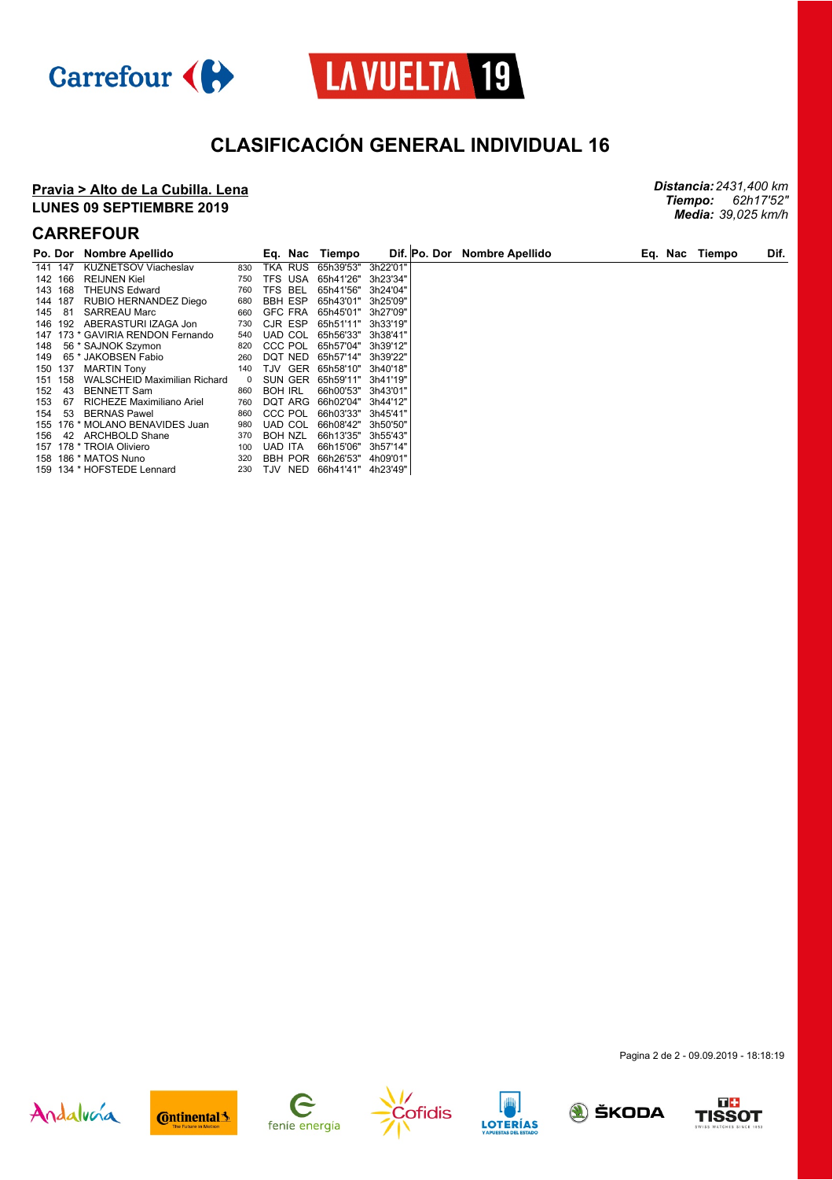# CLASIFICACIÓN GENERAL INDIVIDUAL 16

**Pravia > Alto de La Cubilla. Lena**
**LUNES 09 SEPTIEMBRE 2019**

***Distancia:*** *2431,400 km*
***Tiempo:*** *62h17'52"*
***Media:*** *39,025 km/h*

## CARREFOUR

| Po. | Dor | Nombre Apellido | | Eq. | Nac | Tiempo | Dif. |
|---|---|---|---|---|---|---|---|
| 141 | 147 | KUZNETSOV Viacheslav | 830 | TKA | RUS | 65h39'53" | 3h22'01" |
| 142 | 166 | REIJNEN Kiel | 750 | TFS | USA | 65h41'26" | 3h23'34" |
| 143 | 168 | THEUNS Edward | 760 | TFS | BEL | 65h41'56" | 3h24'04" |
| 144 | 187 | RUBIO HERNANDEZ Diego | 680 | BBH | ESP | 65h43'01" | 3h25'09" |
| 145 | 81 | SARREAU Marc | 660 | GFC | FRA | 65h45'01" | 3h27'09" |
| 146 | 192 | ABERASTURI IZAGA Jon | 730 | CJR | ESP | 65h51'11" | 3h33'19" |
| 147 | 173 | * GAVIRIA RENDON Fernando | 540 | UAD | COL | 65h56'33" | 3h38'41" |
| 148 | 56 | * SAJNOK Szymon | 820 | CCC | POL | 65h57'04" | 3h39'12" |
| 149 | 65 | * JAKOBSEN Fabio | 260 | DQT | NED | 65h57'14" | 3h39'22" |
| 150 | 137 | MARTIN Tony | 140 | TJV | GER | 65h58'10" | 3h40'18" |
| 151 | 158 | WALSCHEID Maximilian Richard | 0 | SUN | GER | 65h59'11" | 3h41'19" |
| 152 | 43 | BENNETT Sam | 860 | BOH | IRL | 66h00'53" | 3h43'01" |
| 153 | 67 | RICHEZE Maximiliano Ariel | 760 | DQT | ARG | 66h02'04" | 3h44'12" |
| 154 | 53 | BERNAS Pawel | 860 | CCC | POL | 66h03'33" | 3h45'41" |
| 155 | 176 | * MOLANO BENAVIDES Juan | 980 | UAD | COL | 66h08'42" | 3h50'50" |
| 156 | 42 | ARCHBOLD Shane | 370 | BOH | NZL | 66h13'35" | 3h55'43" |
| 157 | 178 | * TROIA Oliviero | 100 | UAD | ITA | 66h15'06" | 3h57'14" |
| 158 | 186 | * MATOS Nuno | 320 | BBH | POR | 66h26'53" | 4h09'01" |
| 159 | 134 | * HOFSTEDE Lennard | 230 | TJV | NED | 66h41'41" | 4h23'49" |

Pagina 2 de 2 - 09.09.2019 - 18:18:19